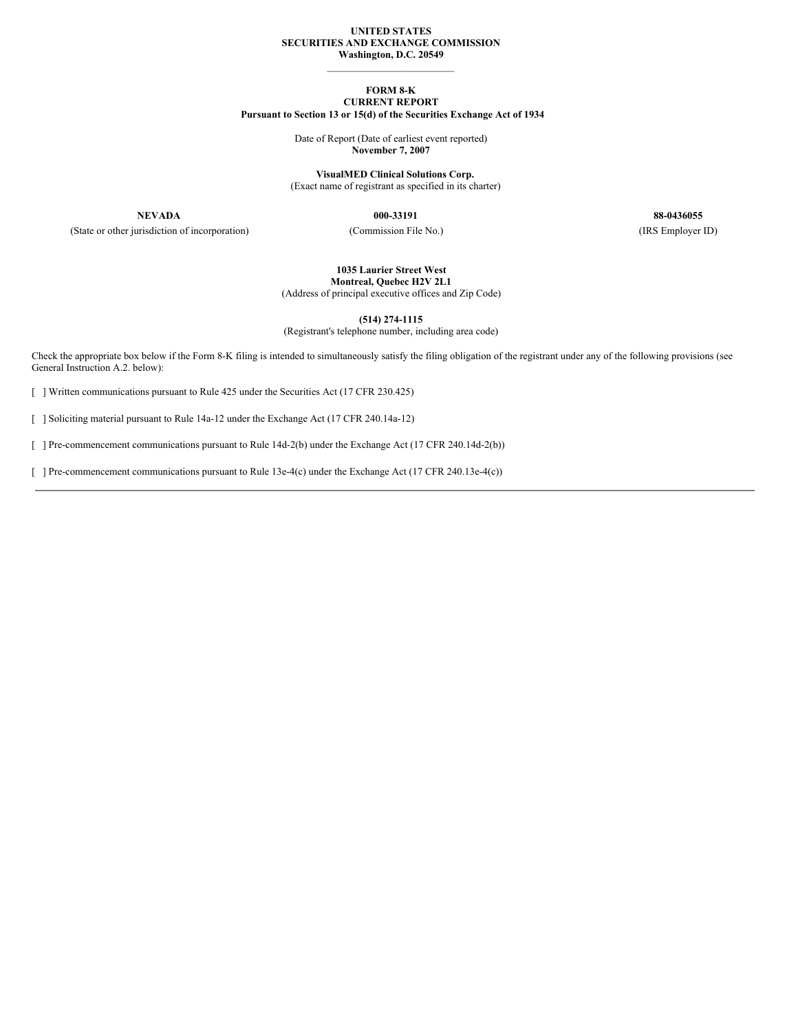**UNITED STATES**
**SECURITIES AND EXCHANGE COMMISSION**
**Washington, D.C. 20549**

---

**FORM 8-K**
**CURRENT REPORT**
**Pursuant to Section 13 or 15(d) of the Securities Exchange Act of 1934**

Date of Report (Date of earliest event reported)
**November 7, 2007**

**VisualMED Clinical Solutions Corp.**
(Exact name of registrant as specified in its charter)

| **NEVADA** | **000-33191** | **88-0436055** |
|---|---|---|
| (State or other jurisdiction of incorporation) | (Commission File No.) | (IRS Employer ID) |

**1035 Laurier Street West**
**Montreal, Quebec H2V 2L1**
(Address of principal executive offices and Zip Code)

**(514) 274-1115**
(Registrant's telephone number, including area code)

Check the appropriate box below if the Form 8-K filing is intended to simultaneously satisfy the filing obligation of the registrant under any of the following provisions (see General Instruction A.2. below):

[ ] Written communications pursuant to Rule 425 under the Securities Act (17 CFR 230.425)

[ ] Soliciting material pursuant to Rule 14a-12 under the Exchange Act (17 CFR 240.14a-12)

[ ] Pre-commencement communications pursuant to Rule 14d-2(b) under the Exchange Act (17 CFR 240.14d-2(b))

[ ] Pre-commencement communications pursuant to Rule 13e-4(c) under the Exchange Act (17 CFR 240.13e-4(c))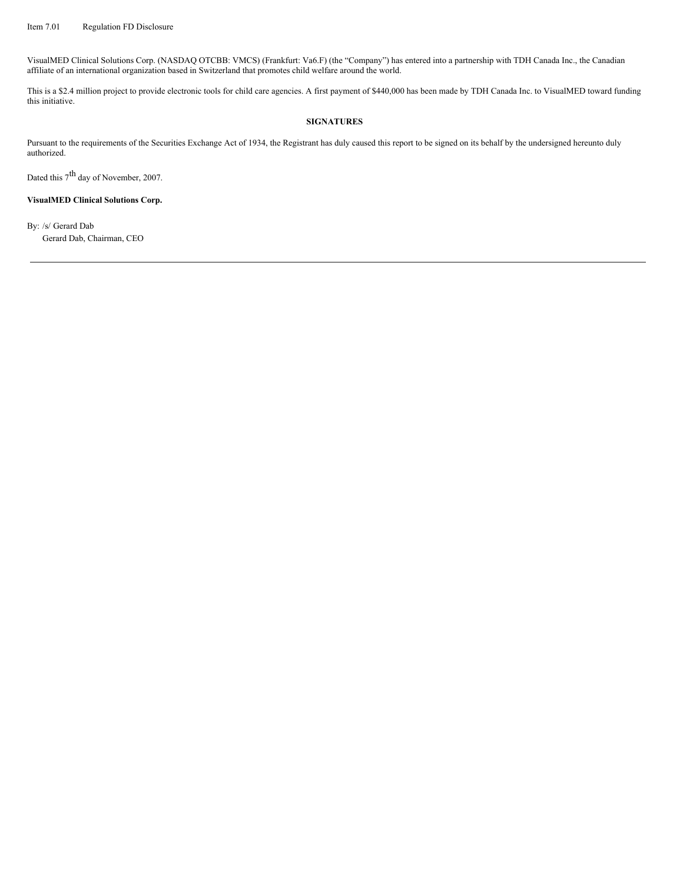Item 7.01 Regulation FD Disclosure

VisualMED Clinical Solutions Corp. (NASDAQ OTCBB: VMCS) (Frankfurt: Va6.F) (the "Company") has entered into a partnership with TDH Canada Inc., the Canadian affiliate of an international organization based in Switzerland that promotes child welfare around the world.

This is a $2.4 million project to provide electronic tools for child care agencies. A first payment of $440,000 has been made by TDH Canada Inc. to VisualMED toward funding this initiative.

**SIGNATURES**

Pursuant to the requirements of the Securities Exchange Act of 1934, the Registrant has duly caused this report to be signed on its behalf by the undersigned hereunto duly authorized.

Dated this 7th day of November, 2007.

**VisualMED Clinical Solutions Corp.**

By: /s/ Gerard Dab
Gerard Dab, Chairman, CEO